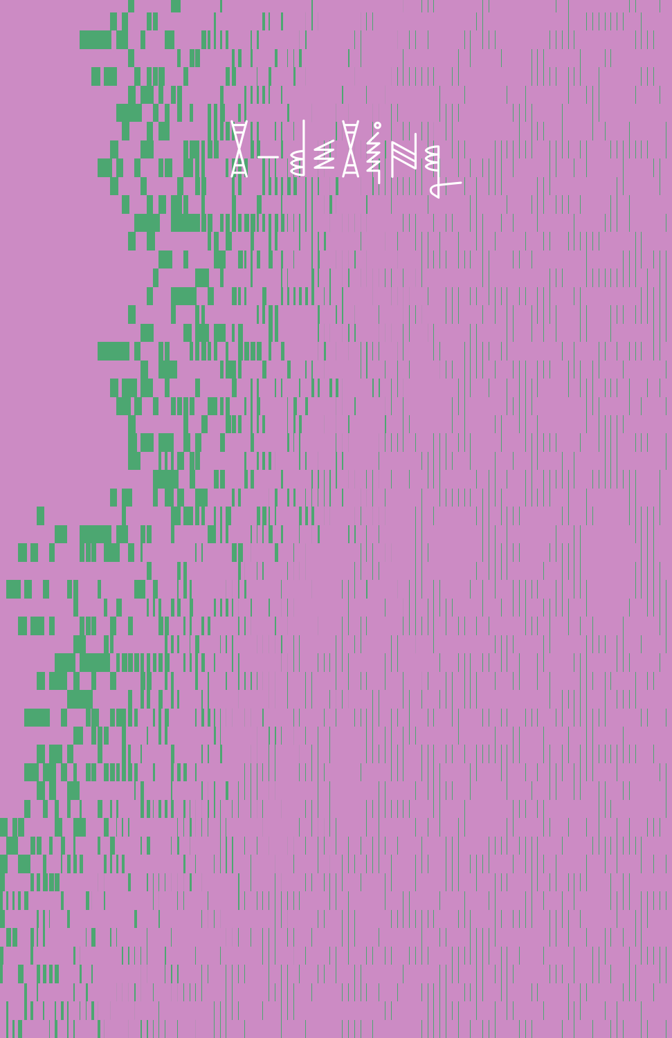# X-dexing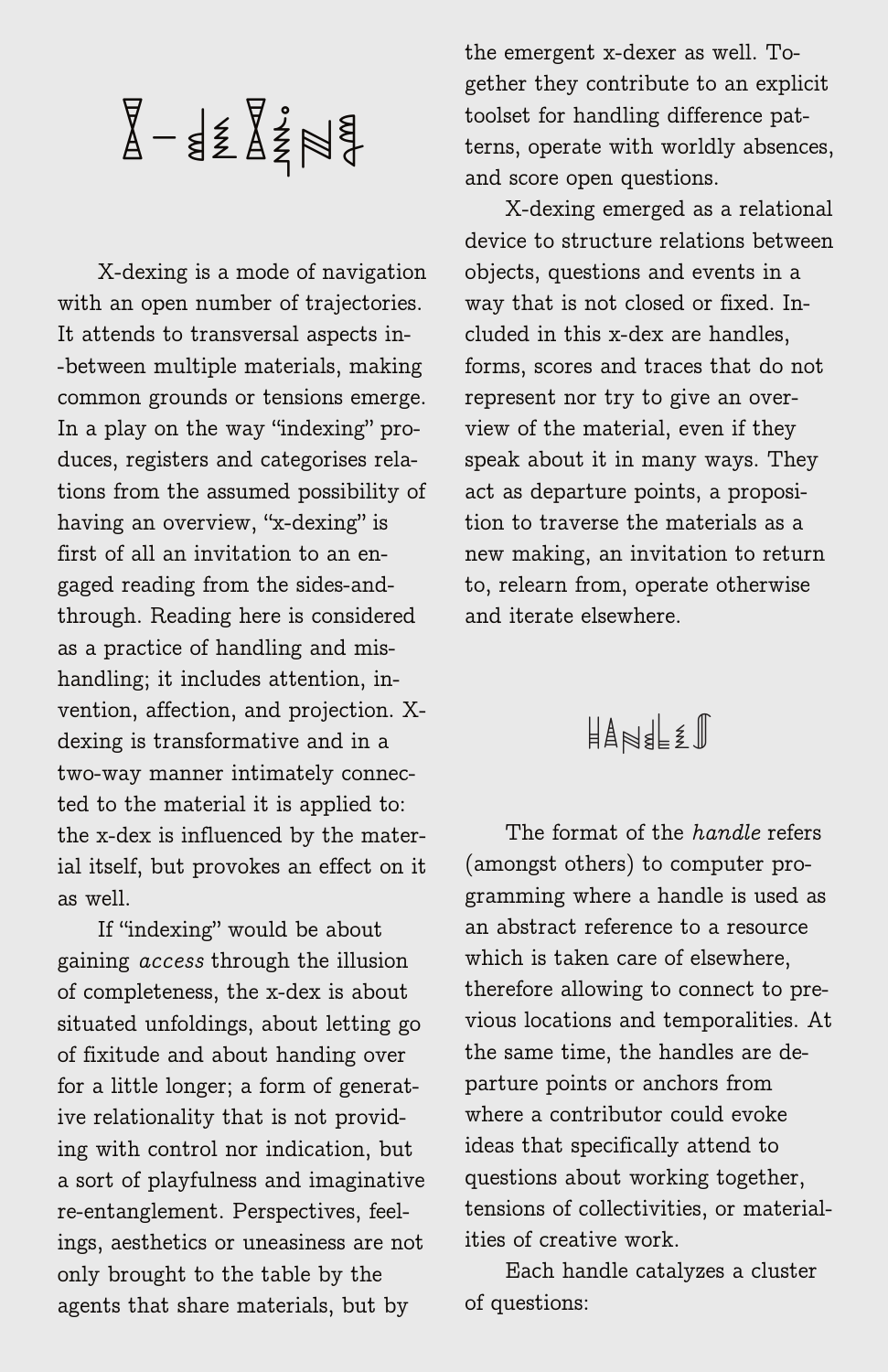# X-dexing

X-dexing is a mode of navigation with an open number of trajectories. It attends to transversal aspects in--between multiple materials, making common grounds or tensions emerge. In a play on the way "indexing" produces, registers and categorises relations from the assumed possibility of having an overview, "x-dexing" is first of all an invitation to an engaged reading from the sides-and-through. Reading here is considered as a practice of handling and mishandling; it includes attention, invention, affection, and projection. X-dexing is transformative and in a two-way manner intimately connected to the material it is applied to: the x-dex is influenced by the material itself, but provokes an effect on it as well.

If "indexing" would be about gaining *access* through the illusion of completeness, the x-dex is about situated unfoldings, about letting go of fixitude and about handing over for a little longer; a form of generative relationality that is not providing with control nor indication, but a sort of playfulness and imaginative re-entanglement. Perspectives, feelings, aesthetics or uneasiness are not only brought to the table by the agents that share materials, but by the emergent x-dexer as well. Together they contribute to an explicit toolset for handling difference patterns, operate with worldly absences, and score open questions.

X-dexing emerged as a relational device to structure relations between objects, questions and events in a way that is not closed or fixed. Included in this x-dex are handles, forms, scores and traces that do not represent nor try to give an overview of the material, even if they speak about it in many ways. They act as departure points, a proposition to traverse the materials as a new making, an invitation to return to, relearn from, operate otherwise and iterate elsewhere.

## Handles

The format of the *handle* refers (amongst others) to computer programming where a handle is used as an abstract reference to a resource which is taken care of elsewhere, therefore allowing to connect to previous locations and temporalities. At the same time, the handles are departure points or anchors from where a contributor could evoke ideas that specifically attend to questions about working together, tensions of collectivities, or materialities of creative work.

Each handle catalyzes a cluster of questions: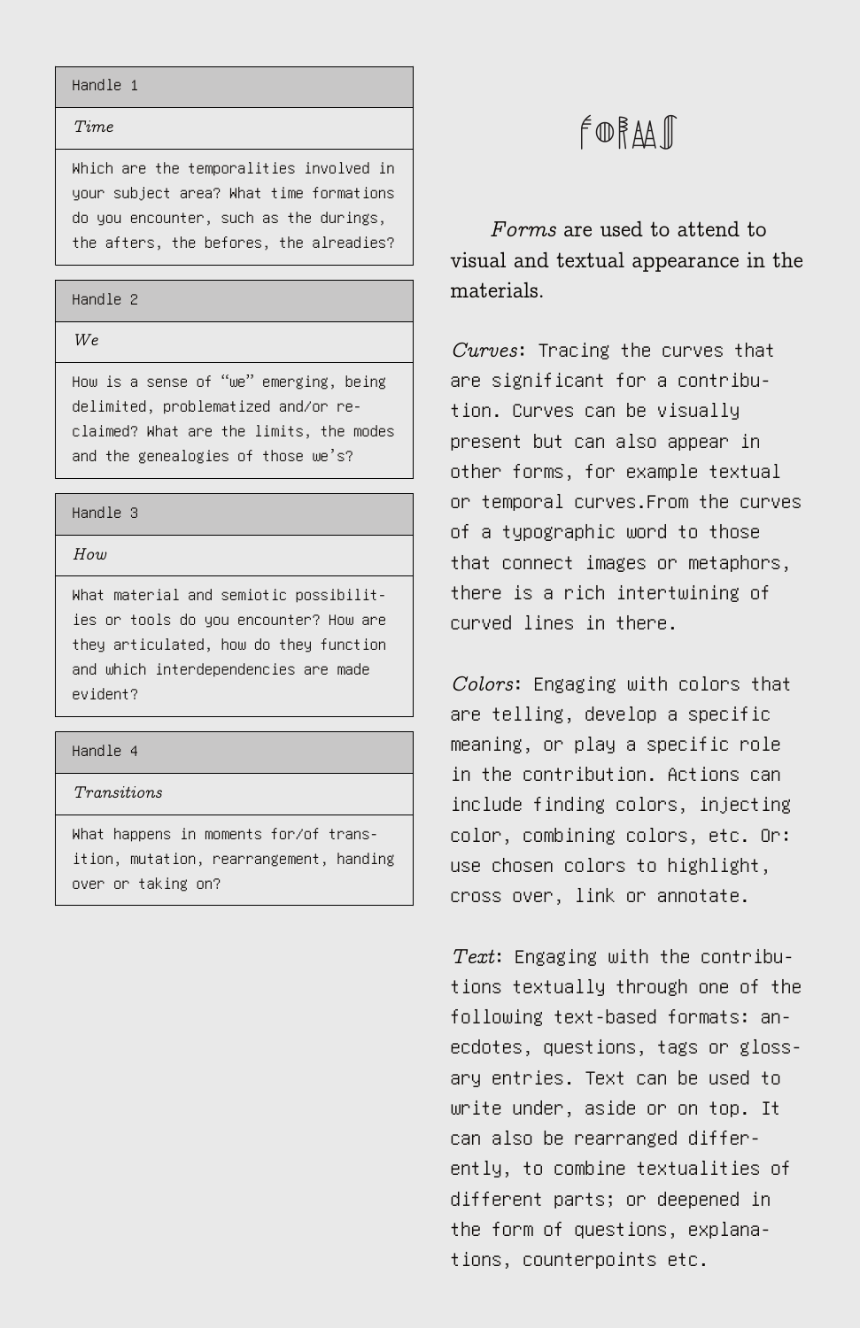| Handle 1 |
| --- |
| *Time* |
| Which are the temporalities involved in your subject area? What time formations do you encounter, such as the durings, the afters, the befores, the alreadies? |

| Handle 2 |
| --- |
| *We* |
| How is a sense of “we” emerging, being delimited, problematized and/or reclaimed? What are the limits, the modes and the genealogies of those we’s? |

| Handle 3 |
| --- |
| *How* |
| What material and semiotic possibilities or tools do you encounter? How are they articulated, how do they function and which interdependencies are made evident? |

| Handle 4 |
| --- |
| *Transitions* |
| What happens in moments for/of transition, mutation, rearrangement, handing over or taking on? |

# FORMS

*Forms* are used to attend to visual and textual appearance in the materials.

*Curves*: Tracing the curves that are significant for a contribution. Curves can be visually present but can also appear in other forms, for example textual or temporal curves.From the curves of a typographic word to those that connect images or metaphors, there is a rich intertwining of curved lines in there.

*Colors*: Engaging with colors that are telling, develop a specific meaning, or play a specific role in the contribution. Actions can include finding colors, injecting color, combining colors, etc. Or: use chosen colors to highlight, cross over, link or annotate.

*Text*: Engaging with the contributions textually through one of the following text-based formats: anecdotes, questions, tags or glossary entries. Text can be used to write under, aside or on top. It can also be rearranged differently, to combine textualities of different parts; or deepened in the form of questions, explanations, counterpoints etc.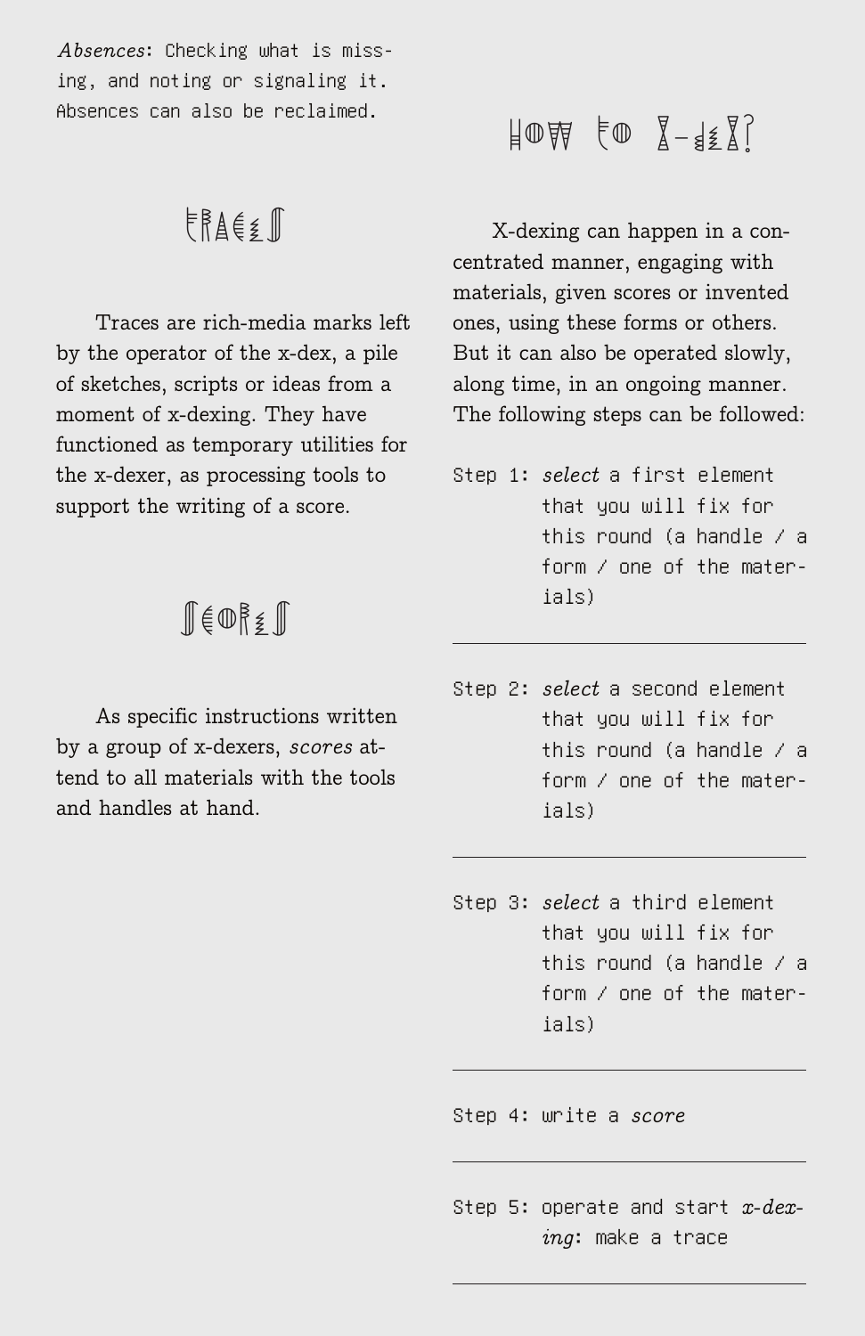*Absences*: Checking what is missing, and noting or signaling it. Absences can also be reclaimed.

## Traces

Traces are rich-media marks left by the operator of the x-dex, a pile of sketches, scripts or ideas from a moment of x-dexing. They have functioned as temporary utilities for the x-dexer, as processing tools to support the writing of a score.

## Scores

As specific instructions written by a group of x-dexers, *scores* attend to all materials with the tools and handles at hand.

## How to X-dex?

X-dexing can happen in a concentrated manner, engaging with materials, given scores or invented ones, using these forms or others. But it can also be operated slowly, along time, in an ongoing manner. The following steps can be followed:

Step 1: *select* a first element that you will fix for this round (a handle / a form / one of the materials)

---

Step 2: *select* a second element that you will fix for this round (a handle / a form / one of the materials)

---

Step 3: *select* a third element that you will fix for this round (a handle / a form / one of the materials)

---

Step 4: write a *score*

---

Step 5: operate and start *x-dexing*: make a trace

---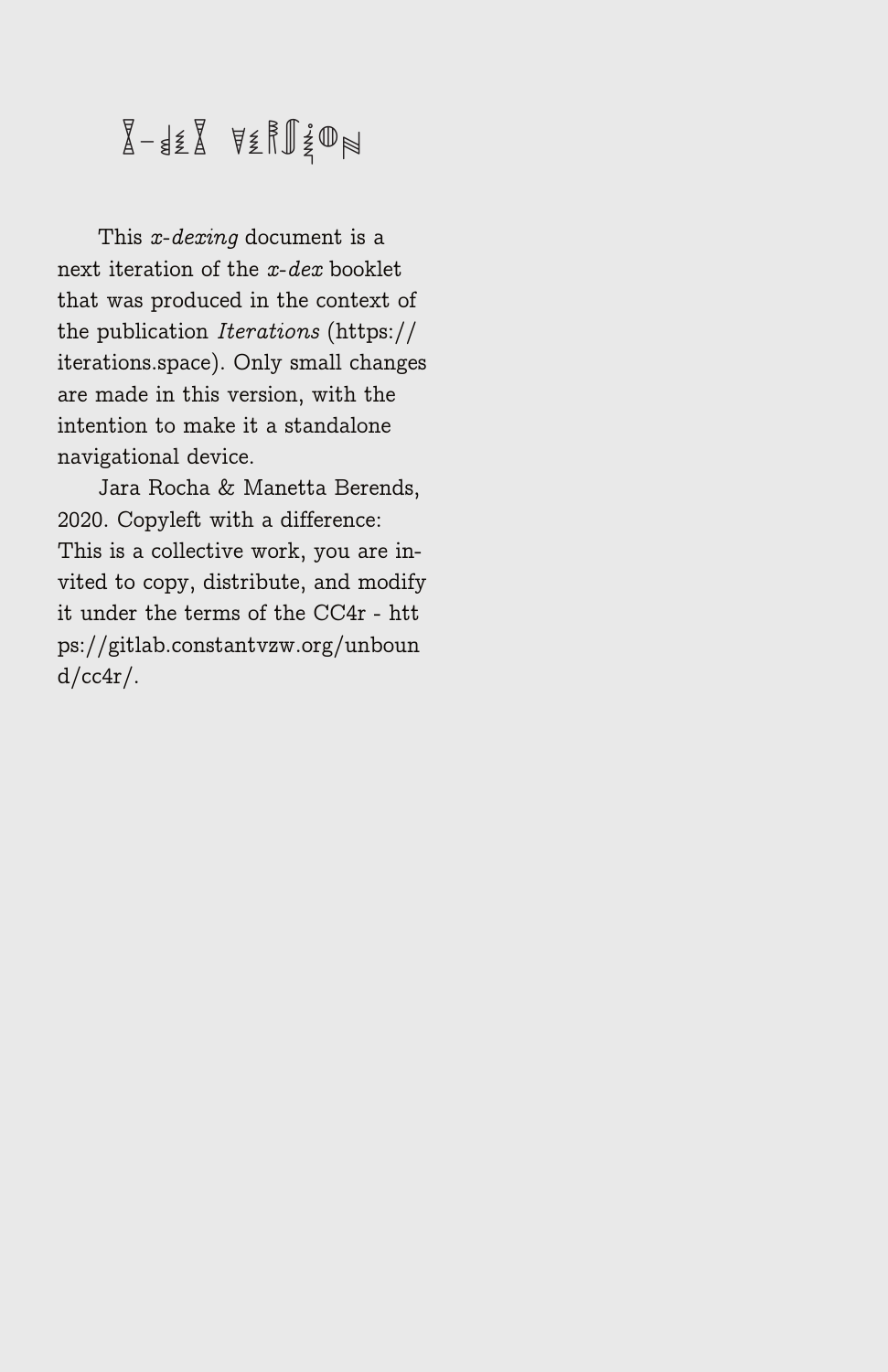# X-DEX VERSION

This *x-dexing* document is a next iteration of the *x-dex* booklet that was produced in the context of the publication *Iterations* (https://iterations.space). Only small changes are made in this version, with the intention to make it a standalone navigational device.

Jara Rocha & Manetta Berends, 2020. Copyleft with a difference: This is a collective work, you are invited to copy, distribute, and modify it under the terms of the CC4r - https://gitlab.constantvzw.org/unbound/cc4r/.